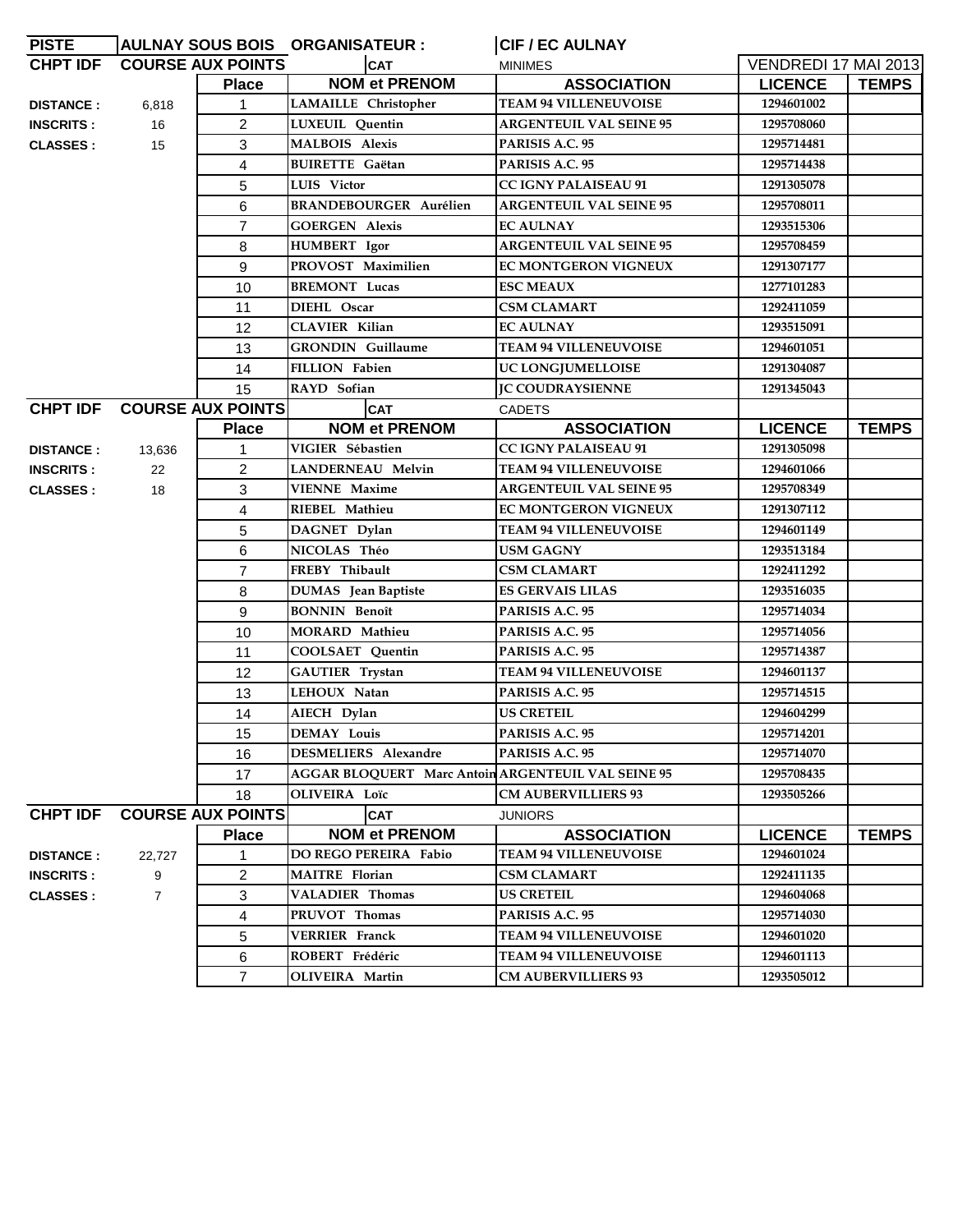| PISTE | AULNAY SOUS BOIS | ORGANISATEUR : | | CIF / EC AULNAY | | |
|---|---|---|---|---|---|---|
| **CHPT IDF** | **COURSE AUX POINTS** | | CAT | MINIMES | VENDREDI 17 MAI 2013 | |
| | | **Place** | **NOM et PRENOM** | **ASSOCIATION** | **LICENCE** | **TEMPS** |
| **DISTANCE :** | 6,818 | 1 | LAMAILLE Christopher | TEAM 94 VILLENEUVOISE | 1294601002 | |
| **INSCRITS :** | 16 | 2 | LUXEUIL Quentin | ARGENTEUIL VAL SEINE 95 | 1295708060 | |
| **CLASSES :** | 15 | 3 | MALBOIS Alexis | PARISIS A.C. 95 | 1295714481 | |
| | | 4 | BUIRETTE Gaëtan | PARISIS A.C. 95 | 1295714438 | |
| | | 5 | LUIS Victor | CC IGNY PALAISEAU 91 | 1291305078 | |
| | | 6 | BRANDEBOURGER Aurélien | ARGENTEUIL VAL SEINE 95 | 1295708011 | |
| | | 7 | GOERGEN Alexis | EC AULNAY | 1293515306 | |
| | | 8 | HUMBERT Igor | ARGENTEUIL VAL SEINE 95 | 1295708459 | |
| | | 9 | PROVOST Maximilien | EC MONTGERON VIGNEUX | 1291307177 | |
| | | 10 | BREMONT Lucas | ESC MEAUX | 1277101283 | |
| | | 11 | DIEHL Oscar | CSM CLAMART | 1292411059 | |
| | | 12 | CLAVIER Kilian | EC AULNAY | 1293515091 | |
| | | 13 | GRONDIN Guillaume | TEAM 94 VILLENEUVOISE | 1294601051 | |
| | | 14 | FILLION Fabien | UC LONGJUMELLOISE | 1291304087 | |
| | | 15 | RAYD Sofian | JC COUDRAYSIENNE | 1291345043 | |
| **CHPT IDF** | **COURSE AUX POINTS** | | CAT | CADETS | | |
| | | **Place** | **NOM et PRENOM** | **ASSOCIATION** | **LICENCE** | **TEMPS** |
| **DISTANCE :** | 13,636 | 1 | VIGIER Sébastien | CC IGNY PALAISEAU 91 | 1291305098 | |
| **INSCRITS :** | 22 | 2 | LANDERNEAU Melvin | TEAM 94 VILLENEUVOISE | 1294601066 | |
| **CLASSES :** | 18 | 3 | VIENNE Maxime | ARGENTEUIL VAL SEINE 95 | 1295708349 | |
| | | 4 | RIEBEL Mathieu | EC MONTGERON VIGNEUX | 1291307112 | |
| | | 5 | DAGNET Dylan | TEAM 94 VILLENEUVOISE | 1294601149 | |
| | | 6 | NICOLAS Théo | USM GAGNY | 1293513184 | |
| | | 7 | FREBY Thibault | CSM CLAMART | 1292411292 | |
| | | 8 | DUMAS Jean Baptiste | ES GERVAIS LILAS | 1293516035 | |
| | | 9 | BONNIN Benoît | PARISIS A.C. 95 | 1295714034 | |
| | | 10 | MORARD Mathieu | PARISIS A.C. 95 | 1295714056 | |
| | | 11 | COOLSAET Quentin | PARISIS A.C. 95 | 1295714387 | |
| | | 12 | GAUTIER Trystan | TEAM 94 VILLENEUVOISE | 1294601137 | |
| | | 13 | LEHOUX Natan | PARISIS A.C. 95 | 1295714515 | |
| | | 14 | AIECH Dylan | US CRETEIL | 1294604299 | |
| | | 15 | DEMAY Louis | PARISIS A.C. 95 | 1295714201 | |
| | | 16 | DESMELIERS Alexandre | PARISIS A.C. 95 | 1295714070 | |
| | | 17 | AGGAR BLOQUERT Marc Antoin | ARGENTEUIL VAL SEINE 95 | 1295708435 | |
| | | 18 | OLIVEIRA Loïc | CM AUBERVILLIERS 93 | 1293505266 | |
| **CHPT IDF** | **COURSE AUX POINTS** | | CAT | JUNIORS | | |
| | | **Place** | **NOM et PRENOM** | **ASSOCIATION** | **LICENCE** | **TEMPS** |
| **DISTANCE :** | 22,727 | 1 | DO REGO PEREIRA Fabio | TEAM 94 VILLENEUVOISE | 1294601024 | |
| **INSCRITS :** | 9 | 2 | MAITRE Florian | CSM CLAMART | 1292411135 | |
| **CLASSES :** | 7 | 3 | VALADIER Thomas | US CRETEIL | 1294604068 | |
| | | 4 | PRUVOT Thomas | PARISIS A.C. 95 | 1295714030 | |
| | | 5 | VERRIER Franck | TEAM 94 VILLENEUVOISE | 1294601020 | |
| | | 6 | ROBERT Frédéric | TEAM 94 VILLENEUVOISE | 1294601113 | |
| | | 7 | OLIVEIRA Martin | CM AUBERVILLIERS 93 | 1293505012 | |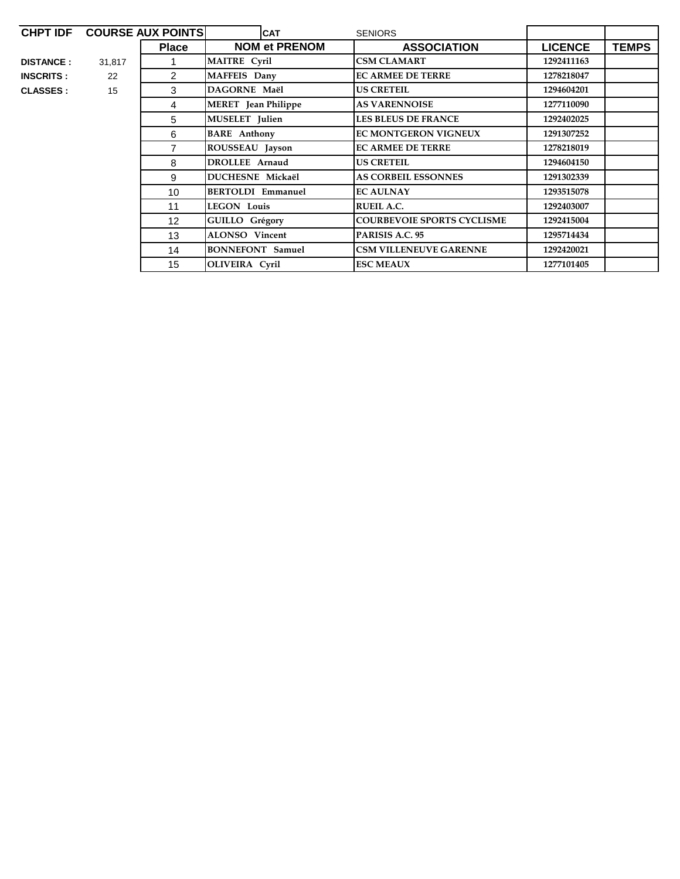| CHPT IDF | COURSE AUX POINTS | | CAT | SENIORS | | |
|---|---|---|---|---|---|---|
| | | **Place** | **NOM et PRENOM** | **ASSOCIATION** | **LICENCE** | **TEMPS** |
| **DISTANCE :** | 31,817 | 1 | MAITRE Cyril | CSM CLAMART | 1292411163 | |
| **INSCRITS :** | 22 | 2 | MAFFEIS Dany | EC ARMEE DE TERRE | 1278218047 | |
| **CLASSES :** | 15 | 3 | DAGORNE Maël | US CRETEIL | 1294604201 | |
| | | 4 | MERET Jean Philippe | AS VARENNOISE | 1277110090 | |
| | | 5 | MUSELET Julien | LES BLEUS DE FRANCE | 1292402025 | |
| | | 6 | BARE Anthony | EC MONTGERON VIGNEUX | 1291307252 | |
| | | 7 | ROUSSEAU Jayson | EC ARMEE DE TERRE | 1278218019 | |
| | | 8 | DROLLEE Arnaud | US CRETEIL | 1294604150 | |
| | | 9 | DUCHESNE Mickaël | AS CORBEIL ESSONNES | 1291302339 | |
| | | 10 | BERTOLDI Emmanuel | EC AULNAY | 1293515078 | |
| | | 11 | LEGON Louis | RUEIL A.C. | 1292403007 | |
| | | 12 | GUILLO Grégory | COURBEVOIE SPORTS CYCLISME | 1292415004 | |
| | | 13 | ALONSO Vincent | PARISIS A.C. 95 | 1295714434 | |
| | | 14 | BONNEFONT Samuel | CSM VILLENEUVE GARENNE | 1292420021 | |
| | | 15 | OLIVEIRA Cyril | ESC MEAUX | 1277101405 | |